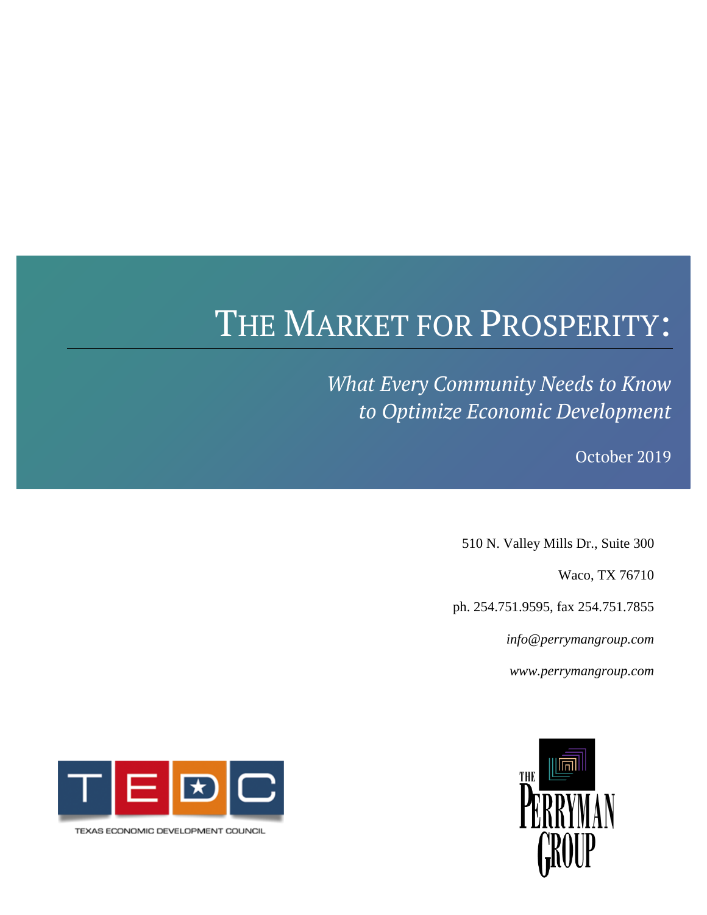# THE MARKET FOR PROSPERITY:

## *What Every Community Needs to Know to Optimize Economic Development*

October 2019

510 N. Valley Mills Dr., Suite 300

Waco, TX 76710

ph. 254.751.9595, fax 254.751.7855

*info@perrymangroup.com*

*www.perrymangroup.com*

TEXAS ECONOMIC DEVELOPMENT COUNCIL

THE PERRYMAN GROUP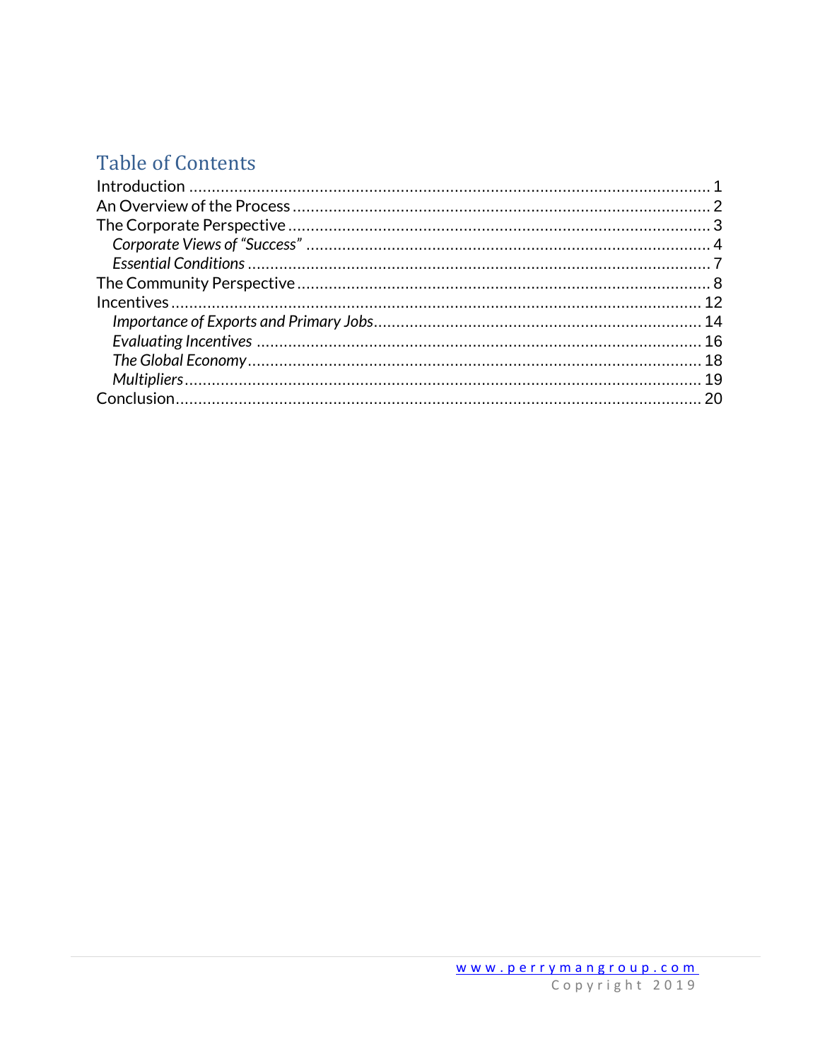# Table of Contents

Introduction ........................................................ 1
An Overview of the Process ........................................................ 2
The Corporate Perspective ........................................................ 3
*Corporate Views of "Success"* ........................................................ 4
*Essential Conditions* ........................................................ 7
The Community Perspective ........................................................ 8
Incentives ........................................................ 12
*Importance of Exports and Primary Jobs* ........................................................ 14
*Evaluating Incentives* ........................................................ 16
*The Global Economy* ........................................................ 18
*Multipliers* ........................................................ 19
Conclusion ........................................................ 20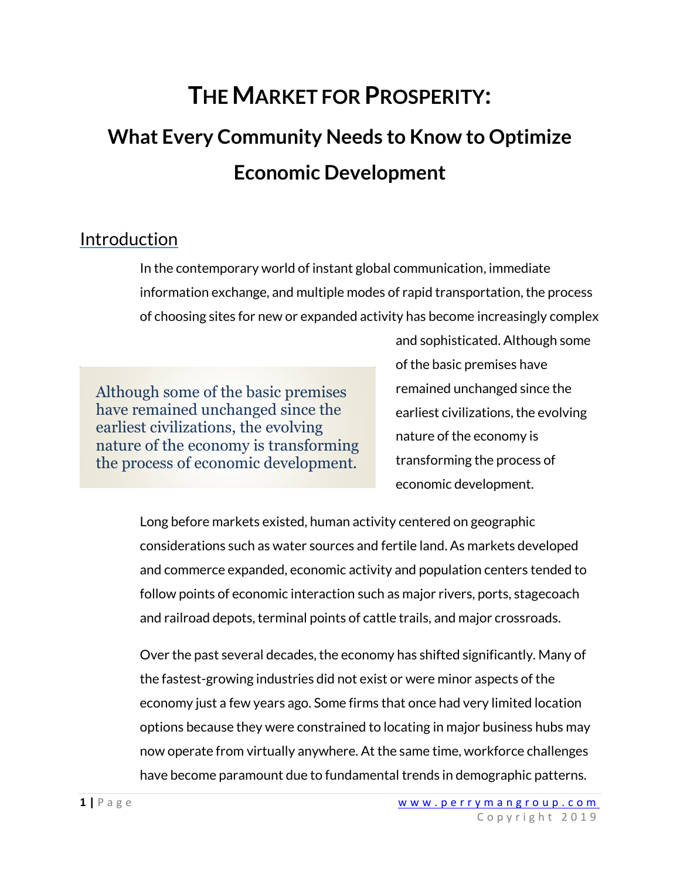# THE MARKET FOR PROSPERITY:

## What Every Community Needs to Know to Optimize Economic Development

## Introduction

In the contemporary world of instant global communication, immediate information exchange, and multiple modes of rapid transportation, the process of choosing sites for new or expanded activity has become increasingly complex and sophisticated. Although some of the basic premises have remained unchanged since the earliest civilizations, the evolving nature of the economy is transforming the process of economic development.

> Although some of the basic premises have remained unchanged since the earliest civilizations, the evolving nature of the economy is transforming the process of economic development.

Long before markets existed, human activity centered on geographic considerations such as water sources and fertile land. As markets developed and commerce expanded, economic activity and population centers tended to follow points of economic interaction such as major rivers, ports, stagecoach and railroad depots, terminal points of cattle trails, and major crossroads.

Over the past several decades, the economy has shifted significantly. Many of the fastest-growing industries did not exist or were minor aspects of the economy just a few years ago. Some firms that once had very limited location options because they were constrained to locating in major business hubs may now operate from virtually anywhere. At the same time, workforce challenges have become paramount due to fundamental trends in demographic patterns.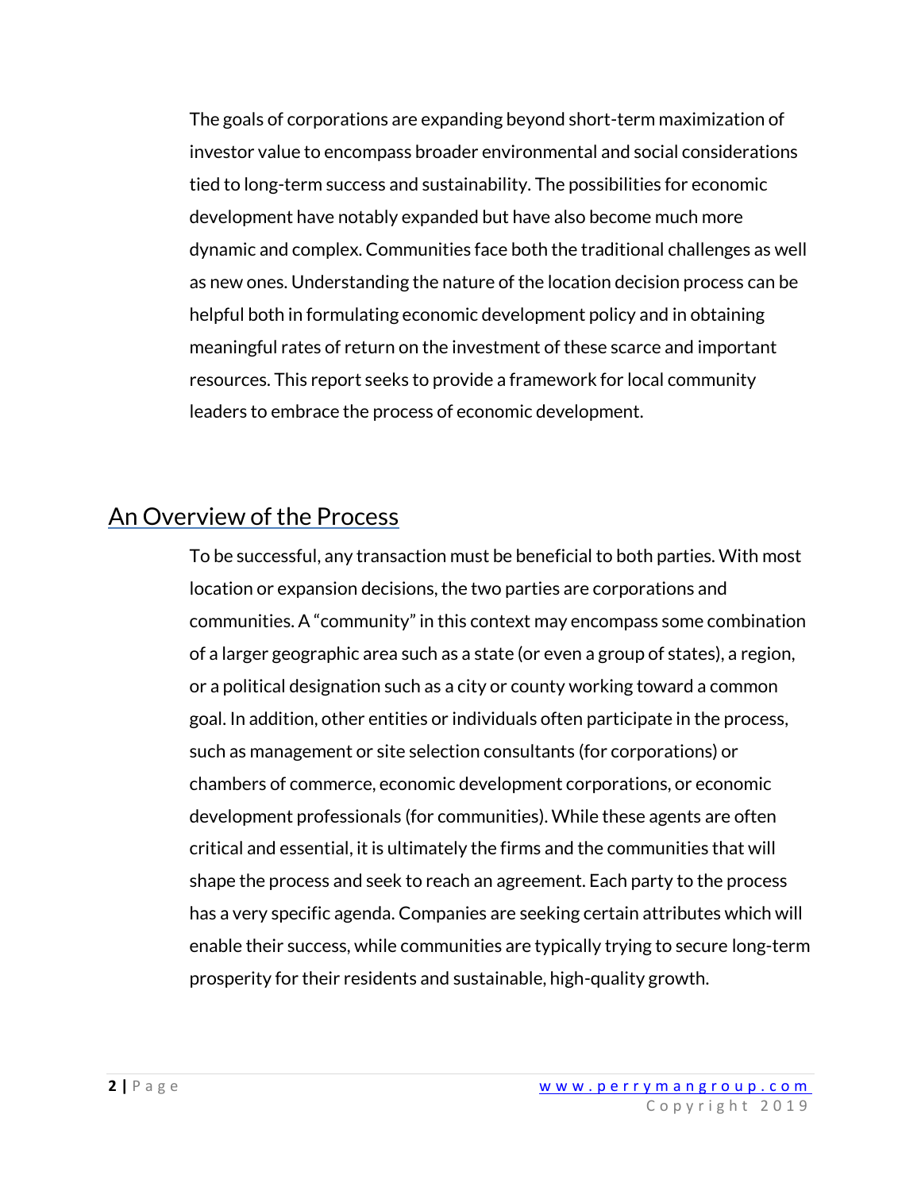The goals of corporations are expanding beyond short-term maximization of investor value to encompass broader environmental and social considerations tied to long-term success and sustainability. The possibilities for economic development have notably expanded but have also become much more dynamic and complex. Communities face both the traditional challenges as well as new ones. Understanding the nature of the location decision process can be helpful both in formulating economic development policy and in obtaining meaningful rates of return on the investment of these scarce and important resources. This report seeks to provide a framework for local community leaders to embrace the process of economic development.

## An Overview of the Process

To be successful, any transaction must be beneficial to both parties. With most location or expansion decisions, the two parties are corporations and communities. A "community" in this context may encompass some combination of a larger geographic area such as a state (or even a group of states), a region, or a political designation such as a city or county working toward a common goal. In addition, other entities or individuals often participate in the process, such as management or site selection consultants (for corporations) or chambers of commerce, economic development corporations, or economic development professionals (for communities). While these agents are often critical and essential, it is ultimately the firms and the communities that will shape the process and seek to reach an agreement. Each party to the process has a very specific agenda. Companies are seeking certain attributes which will enable their success, while communities are typically trying to secure long-term prosperity for their residents and sustainable, high-quality growth.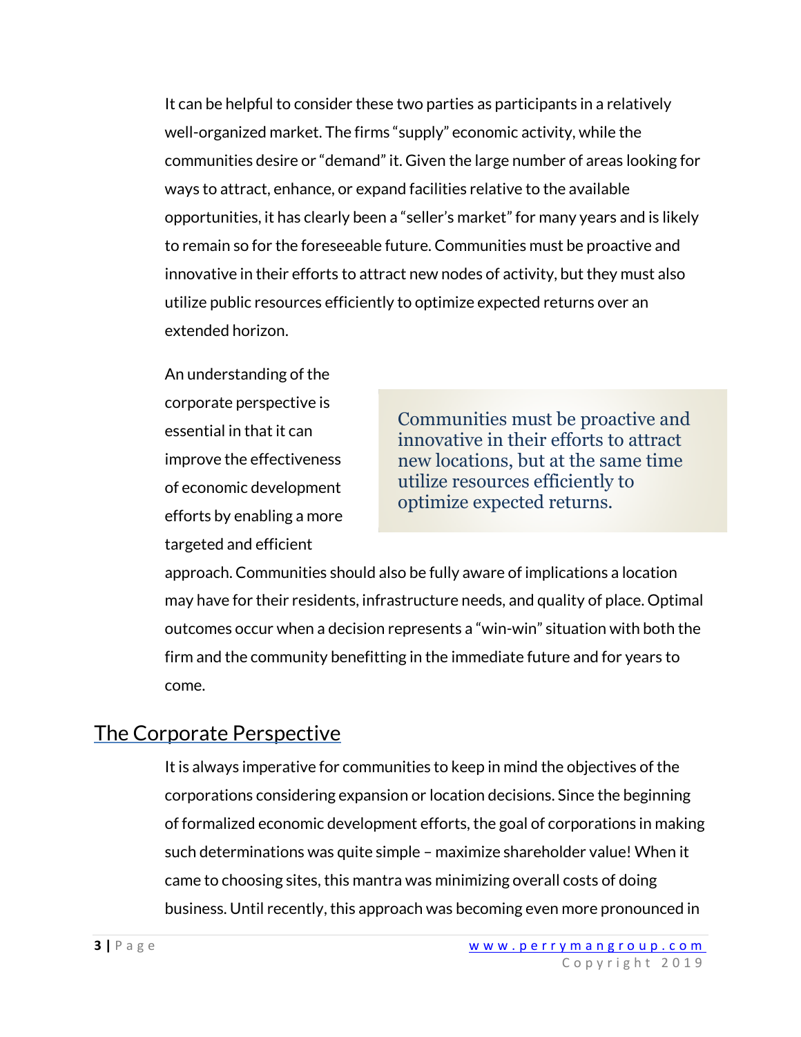It can be helpful to consider these two parties as participants in a relatively well-organized market. The firms "supply" economic activity, while the communities desire or "demand" it. Given the large number of areas looking for ways to attract, enhance, or expand facilities relative to the available opportunities, it has clearly been a "seller's market" for many years and is likely to remain so for the foreseeable future. Communities must be proactive and innovative in their efforts to attract new nodes of activity, but they must also utilize public resources efficiently to optimize expected returns over an extended horizon.

> Communities must be proactive and innovative in their efforts to attract new locations, but at the same time utilize resources efficiently to optimize expected returns.

An understanding of the corporate perspective is essential in that it can improve the effectiveness of economic development efforts by enabling a more targeted and efficient approach. Communities should also be fully aware of implications a location may have for their residents, infrastructure needs, and quality of place. Optimal outcomes occur when a decision represents a "win-win" situation with both the firm and the community benefitting in the immediate future and for years to come.

## The Corporate Perspective

It is always imperative for communities to keep in mind the objectives of the corporations considering expansion or location decisions. Since the beginning of formalized economic development efforts, the goal of corporations in making such determinations was quite simple – maximize shareholder value! When it came to choosing sites, this mantra was minimizing overall costs of doing business. Until recently, this approach was becoming even more pronounced in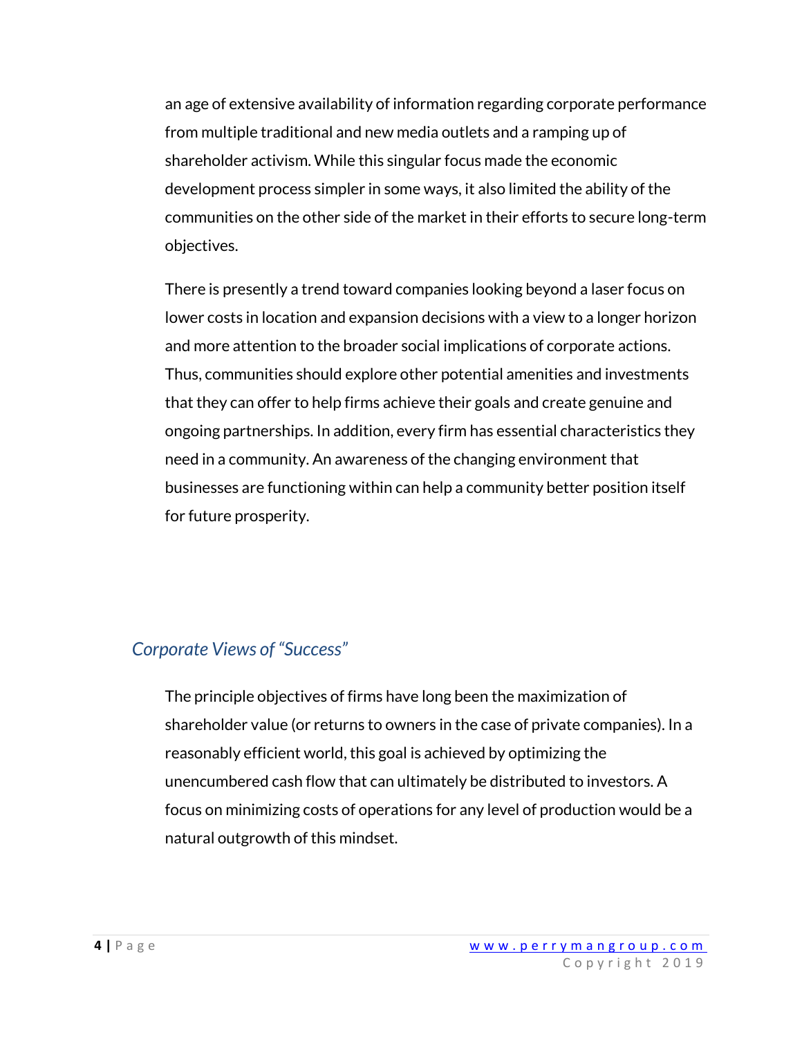an age of extensive availability of information regarding corporate performance from multiple traditional and new media outlets and a ramping up of shareholder activism. While this singular focus made the economic development process simpler in some ways, it also limited the ability of the communities on the other side of the market in their efforts to secure long-term objectives.

There is presently a trend toward companies looking beyond a laser focus on lower costs in location and expansion decisions with a view to a longer horizon and more attention to the broader social implications of corporate actions. Thus, communities should explore other potential amenities and investments that they can offer to help firms achieve their goals and create genuine and ongoing partnerships. In addition, every firm has essential characteristics they need in a community. An awareness of the changing environment that businesses are functioning within can help a community better position itself for future prosperity.

## *Corporate Views of "Success"*

The principle objectives of firms have long been the maximization of shareholder value (or returns to owners in the case of private companies). In a reasonably efficient world, this goal is achieved by optimizing the unencumbered cash flow that can ultimately be distributed to investors. A focus on minimizing costs of operations for any level of production would be a natural outgrowth of this mindset.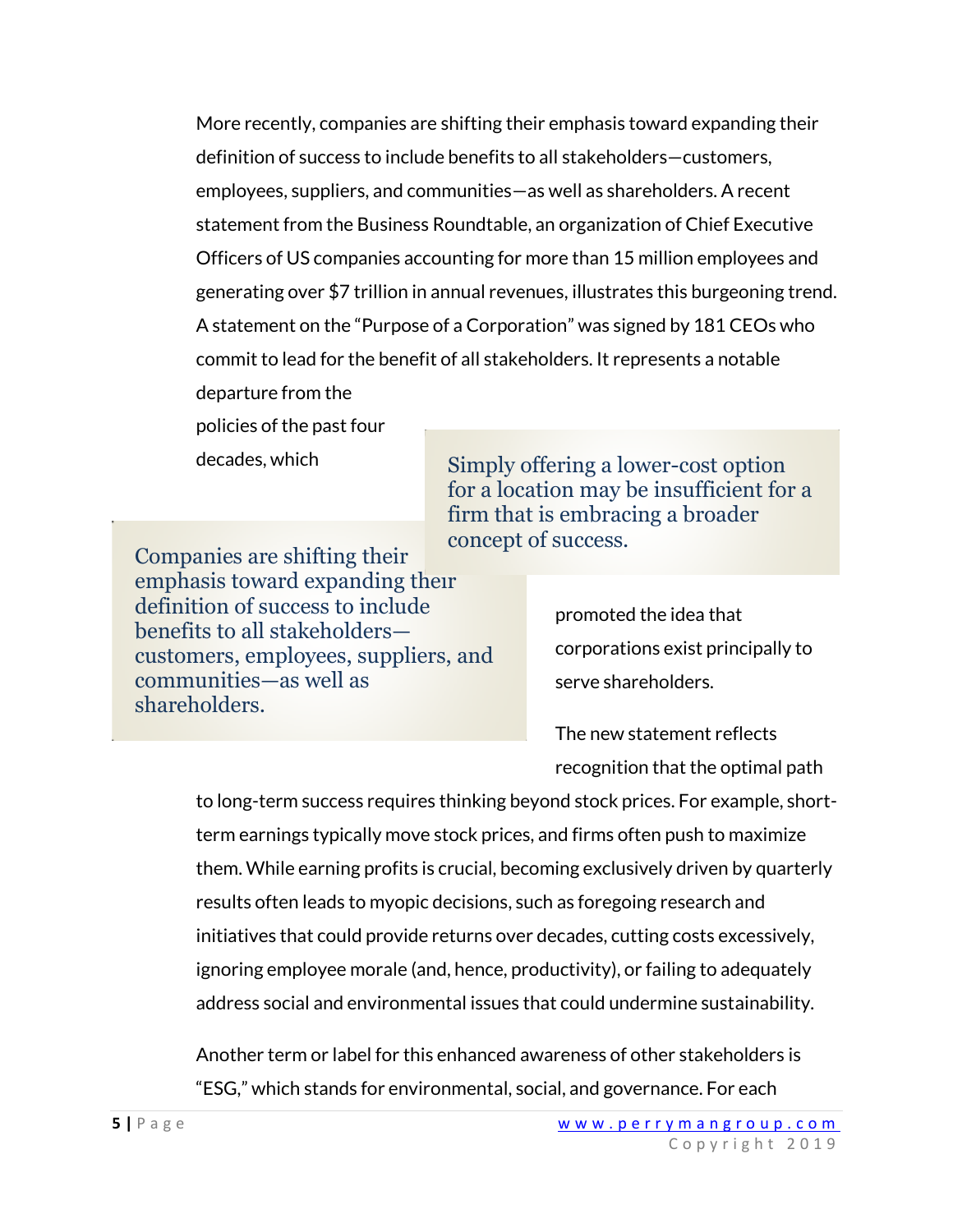More recently, companies are shifting their emphasis toward expanding their definition of success to include benefits to all stakeholders—customers, employees, suppliers, and communities—as well as shareholders. A recent statement from the Business Roundtable, an organization of Chief Executive Officers of US companies accounting for more than 15 million employees and generating over $7 trillion in annual revenues, illustrates this burgeoning trend. A statement on the "Purpose of a Corporation" was signed by 181 CEOs who commit to lead for the benefit of all stakeholders. It represents a notable departure from the policies of the past four decades, which promoted the idea that corporations exist principally to serve shareholders.

> Simply offering a lower-cost option for a location may be insufficient for a firm that is embracing a broader concept of success.

> Companies are shifting their emphasis toward expanding their definition of success to include benefits to all stakeholders—customers, employees, suppliers, and communities—as well as shareholders.

The new statement reflects recognition that the optimal path to long-term success requires thinking beyond stock prices. For example, short-term earnings typically move stock prices, and firms often push to maximize them. While earning profits is crucial, becoming exclusively driven by quarterly results often leads to myopic decisions, such as foregoing research and initiatives that could provide returns over decades, cutting costs excessively, ignoring employee morale (and, hence, productivity), or failing to adequately address social and environmental issues that could undermine sustainability.

Another term or label for this enhanced awareness of other stakeholders is "ESG," which stands for environmental, social, and governance. For each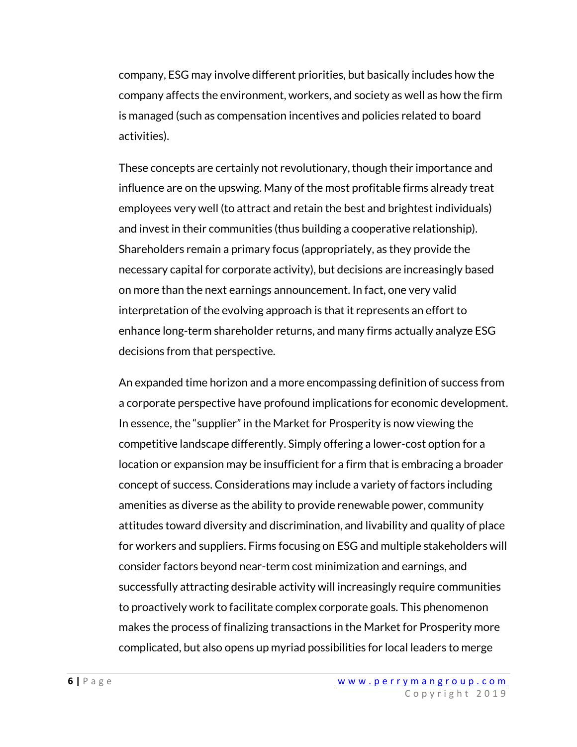company, ESG may involve different priorities, but basically includes how the company affects the environment, workers, and society as well as how the firm is managed (such as compensation incentives and policies related to board activities).

These concepts are certainly not revolutionary, though their importance and influence are on the upswing. Many of the most profitable firms already treat employees very well (to attract and retain the best and brightest individuals) and invest in their communities (thus building a cooperative relationship). Shareholders remain a primary focus (appropriately, as they provide the necessary capital for corporate activity), but decisions are increasingly based on more than the next earnings announcement. In fact, one very valid interpretation of the evolving approach is that it represents an effort to enhance long-term shareholder returns, and many firms actually analyze ESG decisions from that perspective.

An expanded time horizon and a more encompassing definition of success from a corporate perspective have profound implications for economic development. In essence, the "supplier" in the Market for Prosperity is now viewing the competitive landscape differently. Simply offering a lower-cost option for a location or expansion may be insufficient for a firm that is embracing a broader concept of success. Considerations may include a variety of factors including amenities as diverse as the ability to provide renewable power, community attitudes toward diversity and discrimination, and livability and quality of place for workers and suppliers. Firms focusing on ESG and multiple stakeholders will consider factors beyond near-term cost minimization and earnings, and successfully attracting desirable activity will increasingly require communities to proactively work to facilitate complex corporate goals. This phenomenon makes the process of finalizing transactions in the Market for Prosperity more complicated, but also opens up myriad possibilities for local leaders to merge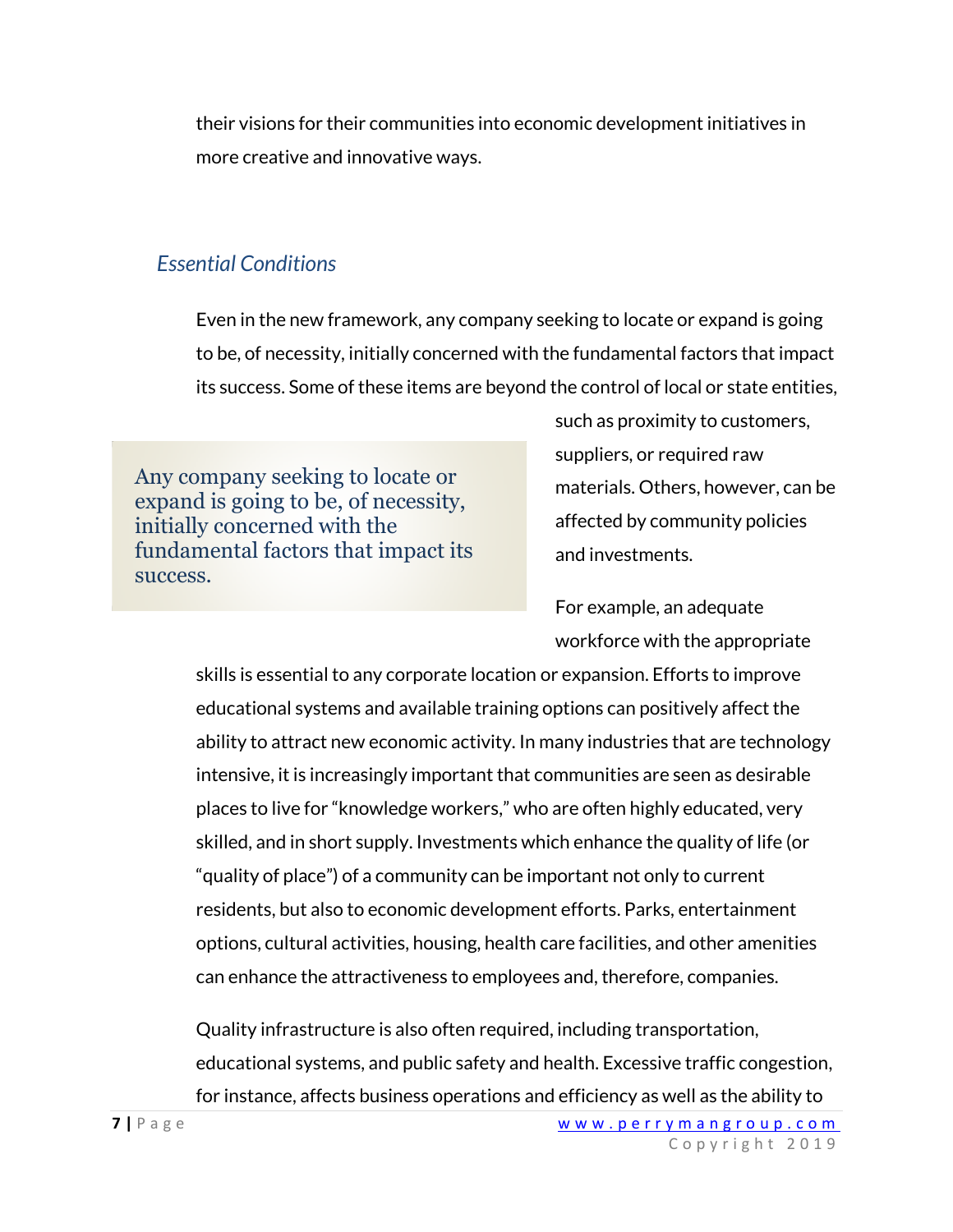their visions for their communities into economic development initiatives in more creative and innovative ways.

### *Essential Conditions*

Even in the new framework, any company seeking to locate or expand is going to be, of necessity, initially concerned with the fundamental factors that impact its success. Some of these items are beyond the control of local or state entities, such as proximity to customers, suppliers, or required raw materials. Others, however, can be affected by community policies and investments.

> Any company seeking to locate or expand is going to be, of necessity, initially concerned with the fundamental factors that impact its success.

For example, an adequate workforce with the appropriate skills is essential to any corporate location or expansion. Efforts to improve educational systems and available training options can positively affect the ability to attract new economic activity. In many industries that are technology intensive, it is increasingly important that communities are seen as desirable places to live for "knowledge workers," who are often highly educated, very skilled, and in short supply. Investments which enhance the quality of life (or "quality of place") of a community can be important not only to current residents, but also to economic development efforts. Parks, entertainment options, cultural activities, housing, health care facilities, and other amenities can enhance the attractiveness to employees and, therefore, companies.

Quality infrastructure is also often required, including transportation, educational systems, and public safety and health. Excessive traffic congestion, for instance, affects business operations and efficiency as well as the ability to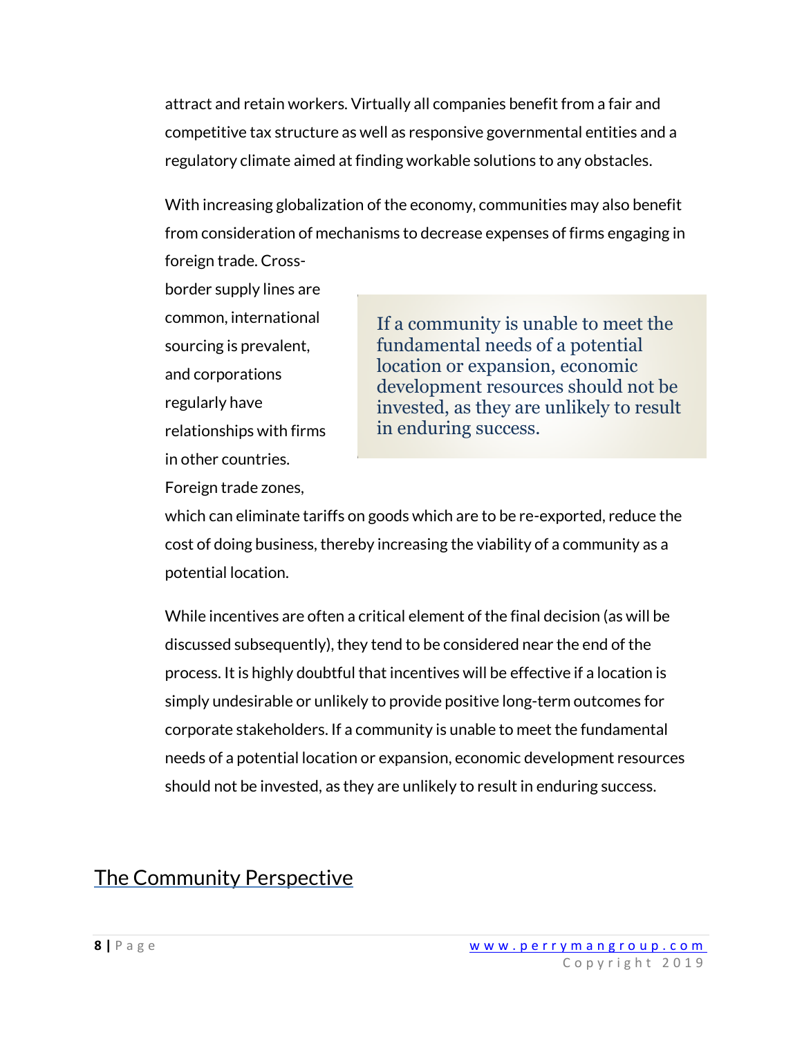attract and retain workers. Virtually all companies benefit from a fair and competitive tax structure as well as responsive governmental entities and a regulatory climate aimed at finding workable solutions to any obstacles.

With increasing globalization of the economy, communities may also benefit from consideration of mechanisms to decrease expenses of firms engaging in foreign trade. Cross-border supply lines are common, international sourcing is prevalent, and corporations regularly have relationships with firms in other countries. Foreign trade zones, which can eliminate tariffs on goods which are to be re-exported, reduce the cost of doing business, thereby increasing the viability of a community as a potential location.

> If a community is unable to meet the fundamental needs of a potential location or expansion, economic development resources should not be invested, as they are unlikely to result in enduring success.

While incentives are often a critical element of the final decision (as will be discussed subsequently), they tend to be considered near the end of the process. It is highly doubtful that incentives will be effective if a location is simply undesirable or unlikely to provide positive long-term outcomes for corporate stakeholders. If a community is unable to meet the fundamental needs of a potential location or expansion, economic development resources should not be invested, as they are unlikely to result in enduring success.

## The Community Perspective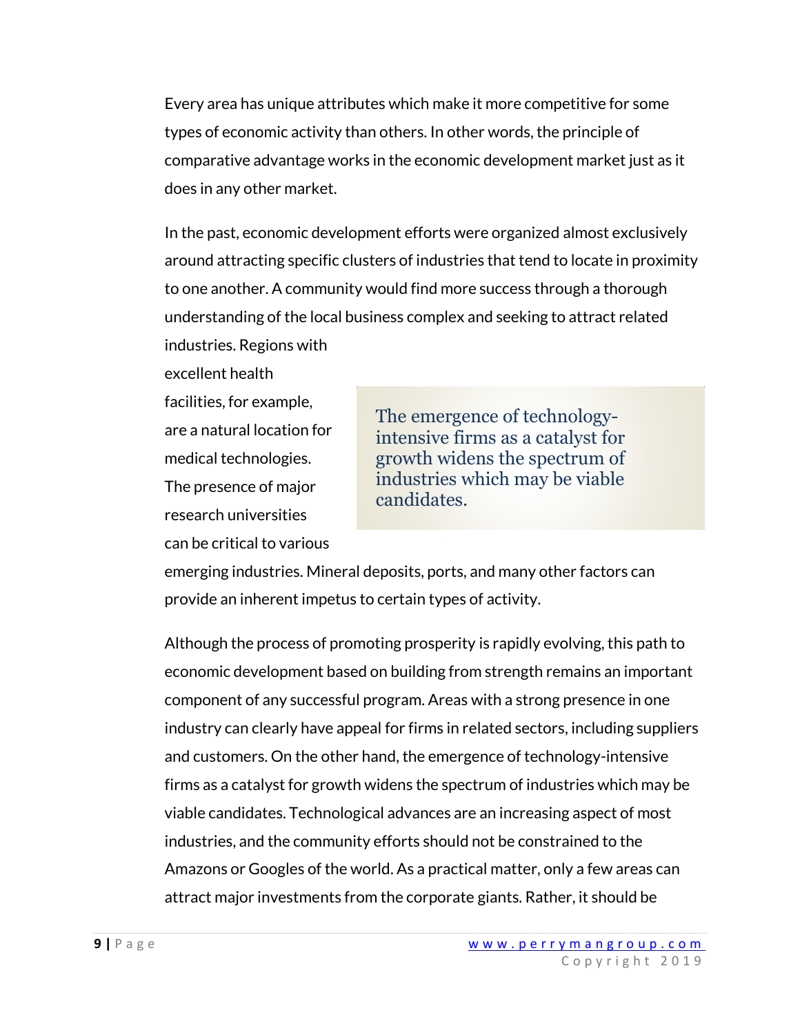Every area has unique attributes which make it more competitive for some types of economic activity than others. In other words, the principle of comparative advantage works in the economic development market just as it does in any other market.

In the past, economic development efforts were organized almost exclusively around attracting specific clusters of industries that tend to locate in proximity to one another. A community would find more success through a thorough understanding of the local business complex and seeking to attract related industries. Regions with excellent health facilities, for example, are a natural location for medical technologies. The presence of major research universities can be critical to various emerging industries. Mineral deposits, ports, and many other factors can provide an inherent impetus to certain types of activity.

> The emergence of technology-intensive firms as a catalyst for growth widens the spectrum of industries which may be viable candidates.

Although the process of promoting prosperity is rapidly evolving, this path to economic development based on building from strength remains an important component of any successful program. Areas with a strong presence in one industry can clearly have appeal for firms in related sectors, including suppliers and customers. On the other hand, the emergence of technology-intensive firms as a catalyst for growth widens the spectrum of industries which may be viable candidates. Technological advances are an increasing aspect of most industries, and the community efforts should not be constrained to the Amazons or Googles of the world. As a practical matter, only a few areas can attract major investments from the corporate giants. Rather, it should be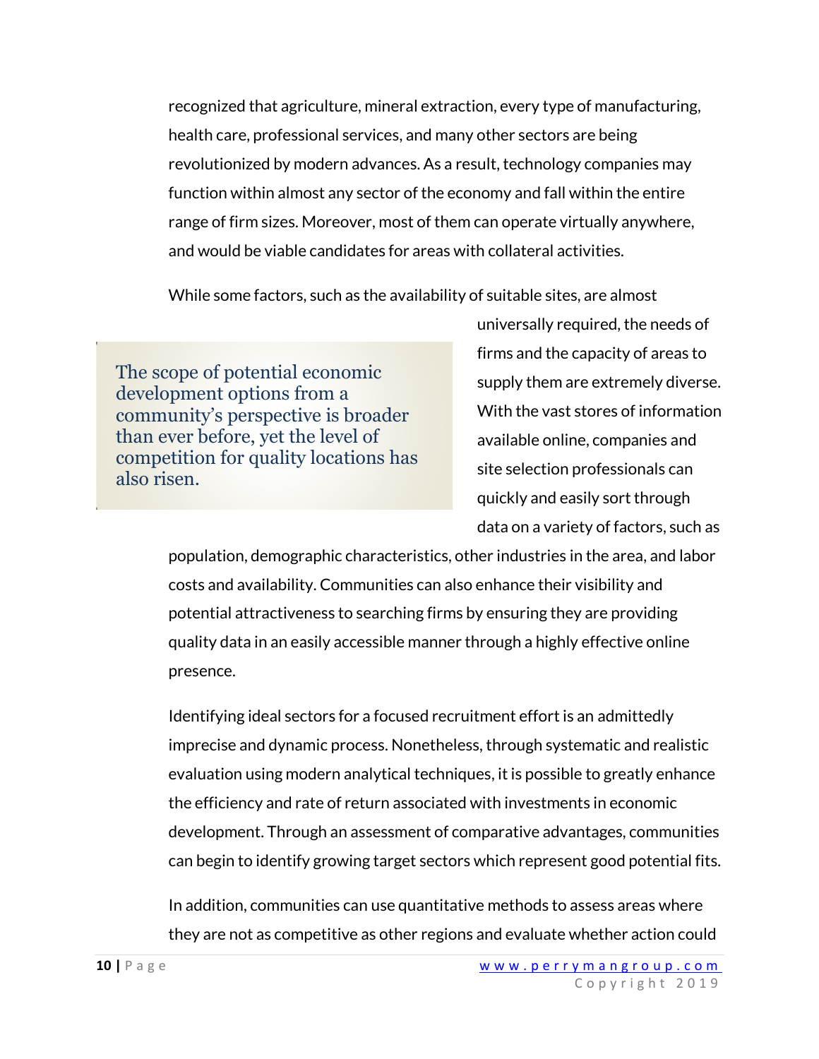recognized that agriculture, mineral extraction, every type of manufacturing, health care, professional services, and many other sectors are being revolutionized by modern advances. As a result, technology companies may function within almost any sector of the economy and fall within the entire range of firm sizes. Moreover, most of them can operate virtually anywhere, and would be viable candidates for areas with collateral activities.

While some factors, such as the availability of suitable sites, are almost universally required, the needs of firms and the capacity of areas to supply them are extremely diverse. With the vast stores of information available online, companies and site selection professionals can quickly and easily sort through data on a variety of factors, such as population, demographic characteristics, other industries in the area, and labor costs and availability. Communities can also enhance their visibility and potential attractiveness to searching firms by ensuring they are providing quality data in an easily accessible manner through a highly effective online presence.

> The scope of potential economic development options from a community's perspective is broader than ever before, yet the level of competition for quality locations has also risen.

Identifying ideal sectors for a focused recruitment effort is an admittedly imprecise and dynamic process. Nonetheless, through systematic and realistic evaluation using modern analytical techniques, it is possible to greatly enhance the efficiency and rate of return associated with investments in economic development. Through an assessment of comparative advantages, communities can begin to identify growing target sectors which represent good potential fits.

In addition, communities can use quantitative methods to assess areas where they are not as competitive as other regions and evaluate whether action could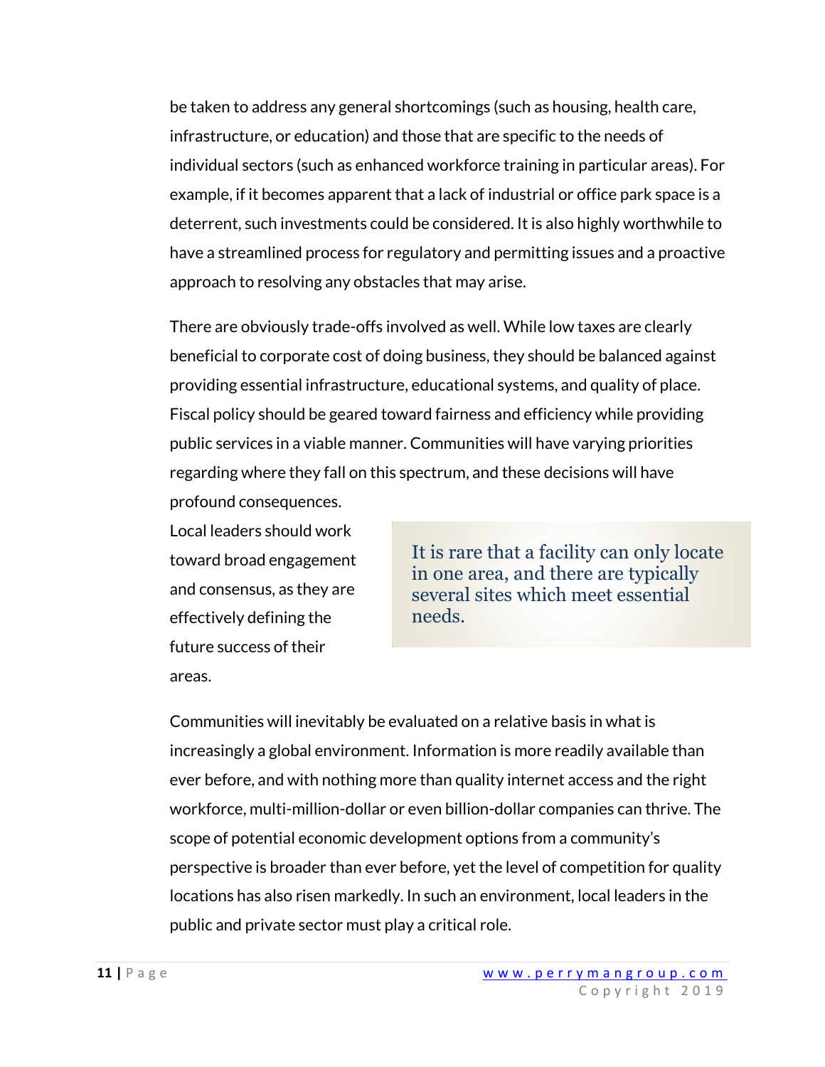be taken to address any general shortcomings (such as housing, health care, infrastructure, or education) and those that are specific to the needs of individual sectors (such as enhanced workforce training in particular areas). For example, if it becomes apparent that a lack of industrial or office park space is a deterrent, such investments could be considered. It is also highly worthwhile to have a streamlined process for regulatory and permitting issues and a proactive approach to resolving any obstacles that may arise.

There are obviously trade-offs involved as well. While low taxes are clearly beneficial to corporate cost of doing business, they should be balanced against providing essential infrastructure, educational systems, and quality of place. Fiscal policy should be geared toward fairness and efficiency while providing public services in a viable manner. Communities will have varying priorities regarding where they fall on this spectrum, and these decisions will have profound consequences.

Local leaders should work toward broad engagement and consensus, as they are effectively defining the future success of their areas.

> It is rare that a facility can only locate in one area, and there are typically several sites which meet essential needs.

Communities will inevitably be evaluated on a relative basis in what is increasingly a global environment. Information is more readily available than ever before, and with nothing more than quality internet access and the right workforce, multi-million-dollar or even billion-dollar companies can thrive. The scope of potential economic development options from a community's perspective is broader than ever before, yet the level of competition for quality locations has also risen markedly. In such an environment, local leaders in the public and private sector must play a critical role.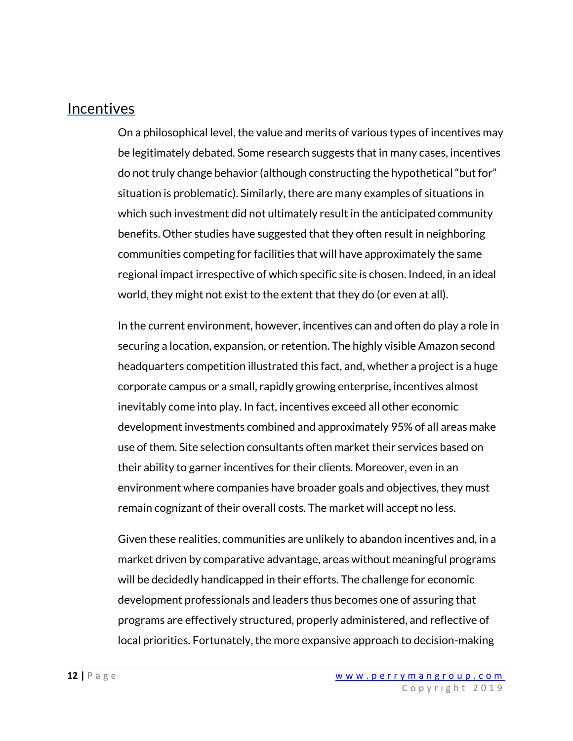## Incentives

On a philosophical level, the value and merits of various types of incentives may be legitimately debated. Some research suggests that in many cases, incentives do not truly change behavior (although constructing the hypothetical "but for" situation is problematic). Similarly, there are many examples of situations in which such investment did not ultimately result in the anticipated community benefits. Other studies have suggested that they often result in neighboring communities competing for facilities that will have approximately the same regional impact irrespective of which specific site is chosen. Indeed, in an ideal world, they might not exist to the extent that they do (or even at all).

In the current environment, however, incentives can and often do play a role in securing a location, expansion, or retention. The highly visible Amazon second headquarters competition illustrated this fact, and, whether a project is a huge corporate campus or a small, rapidly growing enterprise, incentives almost inevitably come into play. In fact, incentives exceed all other economic development investments combined and approximately 95% of all areas make use of them. Site selection consultants often market their services based on their ability to garner incentives for their clients. Moreover, even in an environment where companies have broader goals and objectives, they must remain cognizant of their overall costs. The market will accept no less.

Given these realities, communities are unlikely to abandon incentives and, in a market driven by comparative advantage, areas without meaningful programs will be decidedly handicapped in their efforts. The challenge for economic development professionals and leaders thus becomes one of assuring that programs are effectively structured, properly administered, and reflective of local priorities. Fortunately, the more expansive approach to decision-making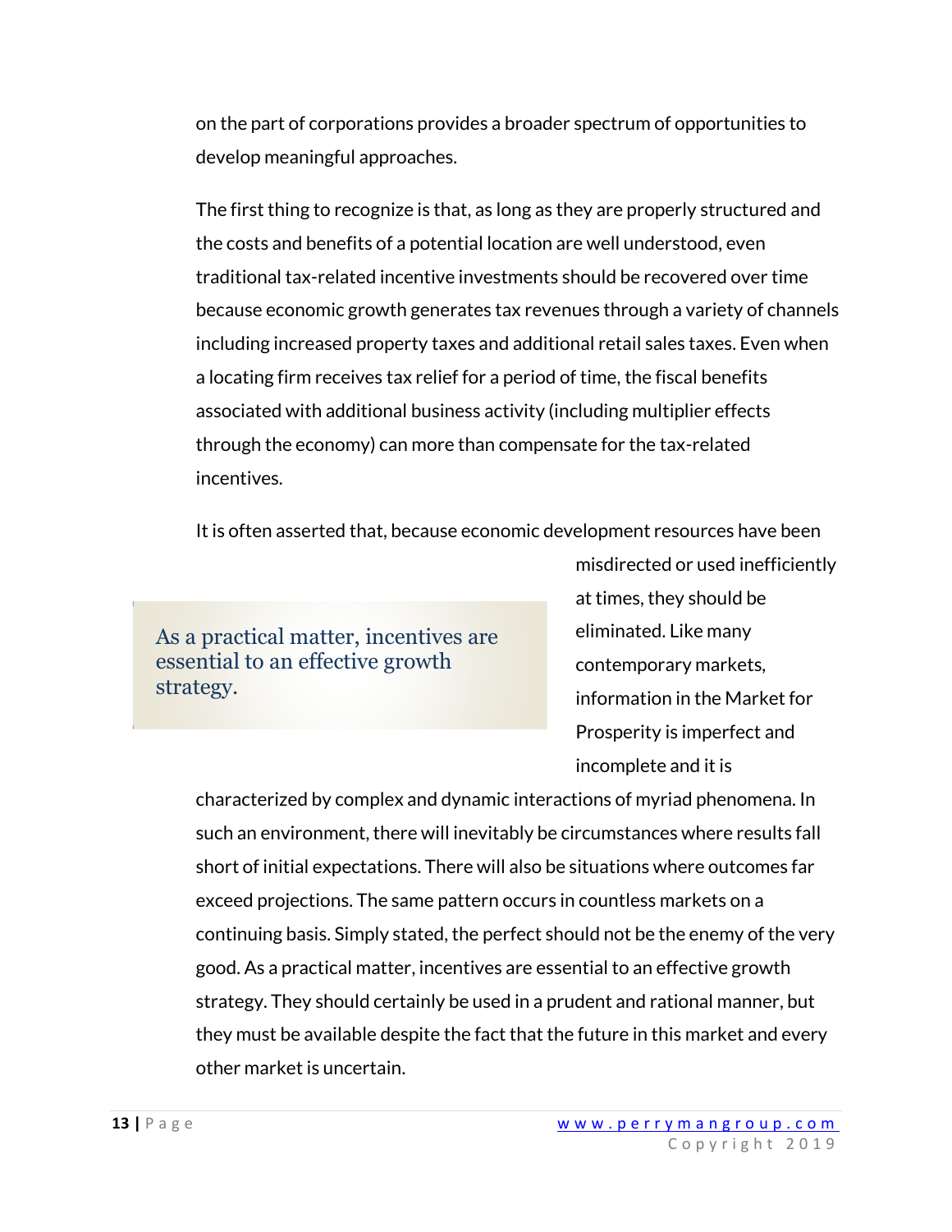on the part of corporations provides a broader spectrum of opportunities to develop meaningful approaches.

The first thing to recognize is that, as long as they are properly structured and the costs and benefits of a potential location are well understood, even traditional tax-related incentive investments should be recovered over time because economic growth generates tax revenues through a variety of channels including increased property taxes and additional retail sales taxes. Even when a locating firm receives tax relief for a period of time, the fiscal benefits associated with additional business activity (including multiplier effects through the economy) can more than compensate for the tax-related incentives.

> As a practical matter, incentives are essential to an effective growth strategy.

It is often asserted that, because economic development resources have been misdirected or used inefficiently at times, they should be eliminated. Like many contemporary markets, information in the Market for Prosperity is imperfect and incomplete and it is characterized by complex and dynamic interactions of myriad phenomena. In such an environment, there will inevitably be circumstances where results fall short of initial expectations. There will also be situations where outcomes far exceed projections. The same pattern occurs in countless markets on a continuing basis. Simply stated, the perfect should not be the enemy of the very good. As a practical matter, incentives are essential to an effective growth strategy. They should certainly be used in a prudent and rational manner, but they must be available despite the fact that the future in this market and every other market is uncertain.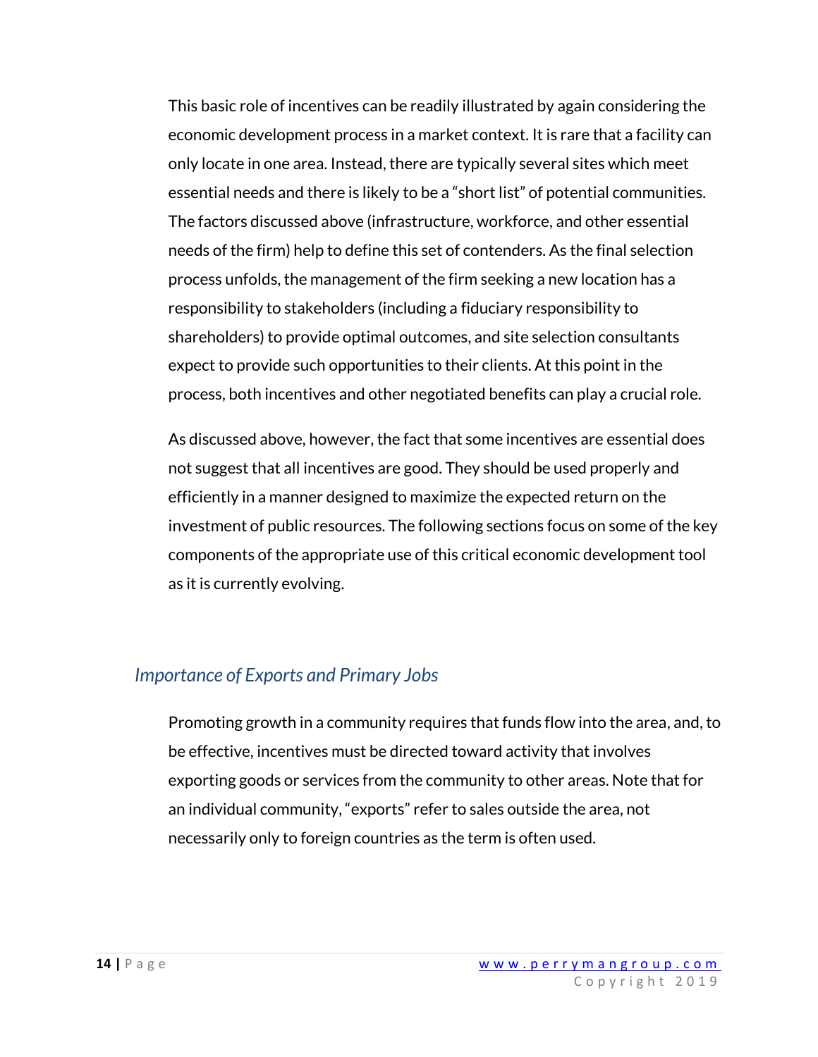This basic role of incentives can be readily illustrated by again considering the economic development process in a market context. It is rare that a facility can only locate in one area. Instead, there are typically several sites which meet essential needs and there is likely to be a "short list" of potential communities. The factors discussed above (infrastructure, workforce, and other essential needs of the firm) help to define this set of contenders. As the final selection process unfolds, the management of the firm seeking a new location has a responsibility to stakeholders (including a fiduciary responsibility to shareholders) to provide optimal outcomes, and site selection consultants expect to provide such opportunities to their clients. At this point in the process, both incentives and other negotiated benefits can play a crucial role.

As discussed above, however, the fact that some incentives are essential does not suggest that all incentives are good. They should be used properly and efficiently in a manner designed to maximize the expected return on the investment of public resources. The following sections focus on some of the key components of the appropriate use of this critical economic development tool as it is currently evolving.

## *Importance of Exports and Primary Jobs*

Promoting growth in a community requires that funds flow into the area, and, to be effective, incentives must be directed toward activity that involves exporting goods or services from the community to other areas. Note that for an individual community, "exports" refer to sales outside the area, not necessarily only to foreign countries as the term is often used.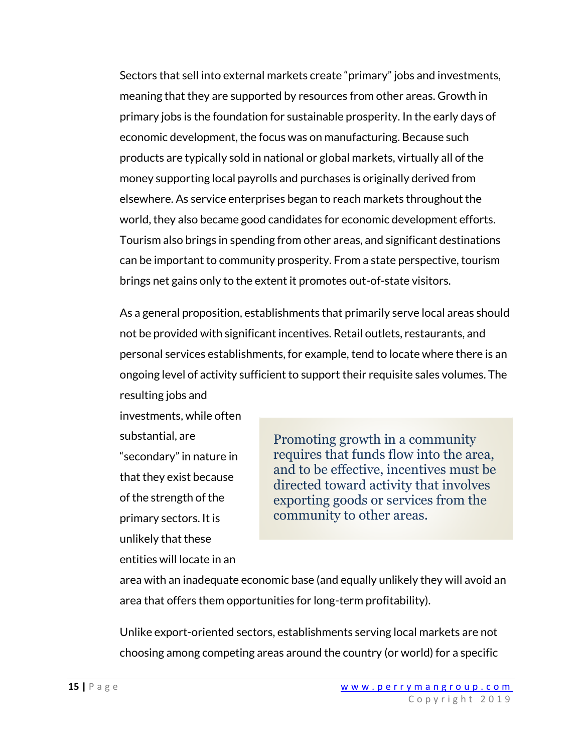Sectors that sell into external markets create "primary" jobs and investments, meaning that they are supported by resources from other areas. Growth in primary jobs is the foundation for sustainable prosperity. In the early days of economic development, the focus was on manufacturing. Because such products are typically sold in national or global markets, virtually all of the money supporting local payrolls and purchases is originally derived from elsewhere. As service enterprises began to reach markets throughout the world, they also became good candidates for economic development efforts. Tourism also brings in spending from other areas, and significant destinations can be important to community prosperity. From a state perspective, tourism brings net gains only to the extent it promotes out-of-state visitors.

As a general proposition, establishments that primarily serve local areas should not be provided with significant incentives. Retail outlets, restaurants, and personal services establishments, for example, tend to locate where there is an ongoing level of activity sufficient to support their requisite sales volumes. The resulting jobs and investments, while often substantial, are "secondary" in nature in that they exist because of the strength of the primary sectors. It is unlikely that these entities will locate in an area with an inadequate economic base (and equally unlikely they will avoid an area that offers them opportunities for long-term profitability).

> Promoting growth in a community requires that funds flow into the area, and to be effective, incentives must be directed toward activity that involves exporting goods or services from the community to other areas.

Unlike export-oriented sectors, establishments serving local markets are not choosing among competing areas around the country (or world) for a specific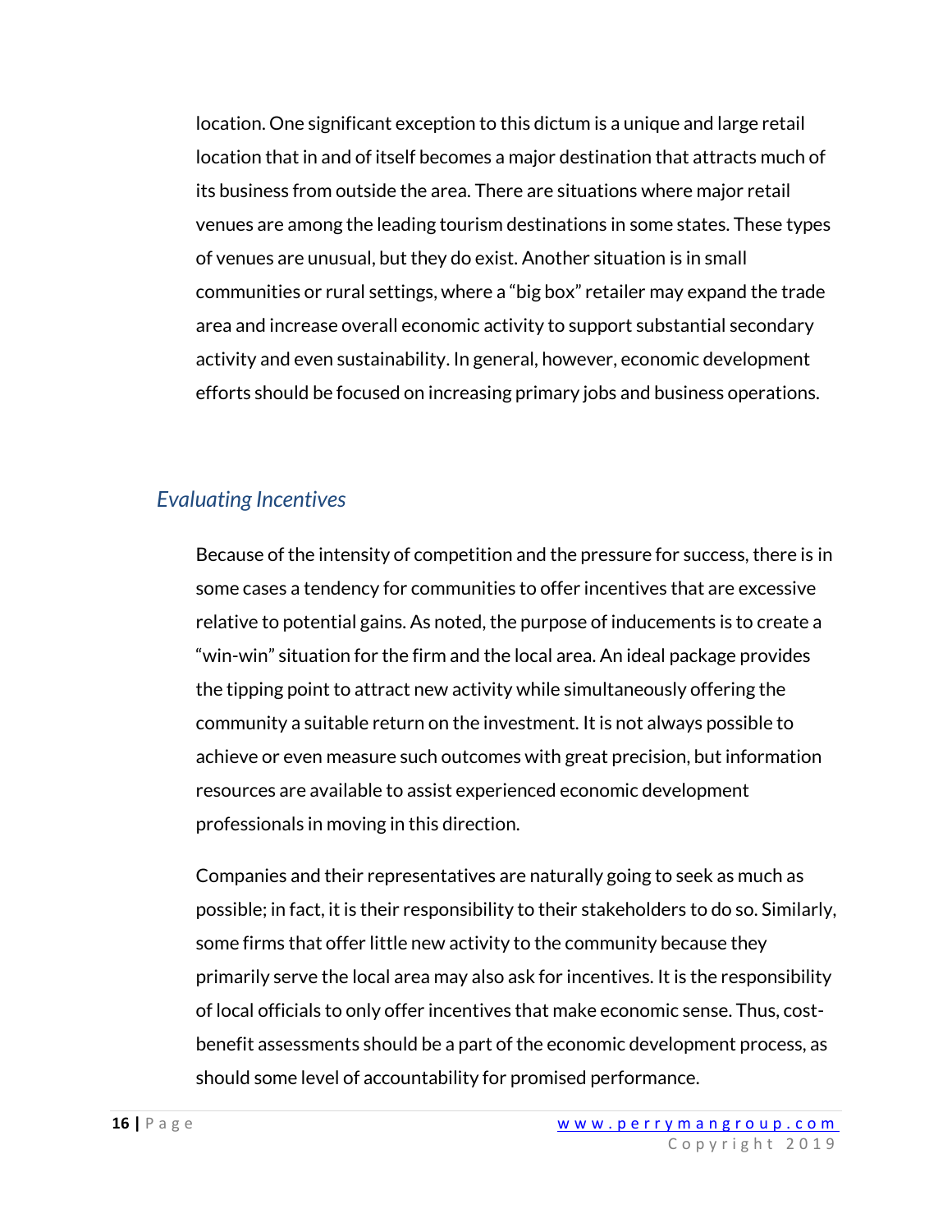location. One significant exception to this dictum is a unique and large retail location that in and of itself becomes a major destination that attracts much of its business from outside the area. There are situations where major retail venues are among the leading tourism destinations in some states. These types of venues are unusual, but they do exist. Another situation is in small communities or rural settings, where a "big box" retailer may expand the trade area and increase overall economic activity to support substantial secondary activity and even sustainability. In general, however, economic development efforts should be focused on increasing primary jobs and business operations.

## *Evaluating Incentives*

Because of the intensity of competition and the pressure for success, there is in some cases a tendency for communities to offer incentives that are excessive relative to potential gains. As noted, the purpose of inducements is to create a "win-win" situation for the firm and the local area. An ideal package provides the tipping point to attract new activity while simultaneously offering the community a suitable return on the investment. It is not always possible to achieve or even measure such outcomes with great precision, but information resources are available to assist experienced economic development professionals in moving in this direction.

Companies and their representatives are naturally going to seek as much as possible; in fact, it is their responsibility to their stakeholders to do so. Similarly, some firms that offer little new activity to the community because they primarily serve the local area may also ask for incentives. It is the responsibility of local officials to only offer incentives that make economic sense. Thus, cost-benefit assessments should be a part of the economic development process, as should some level of accountability for promised performance.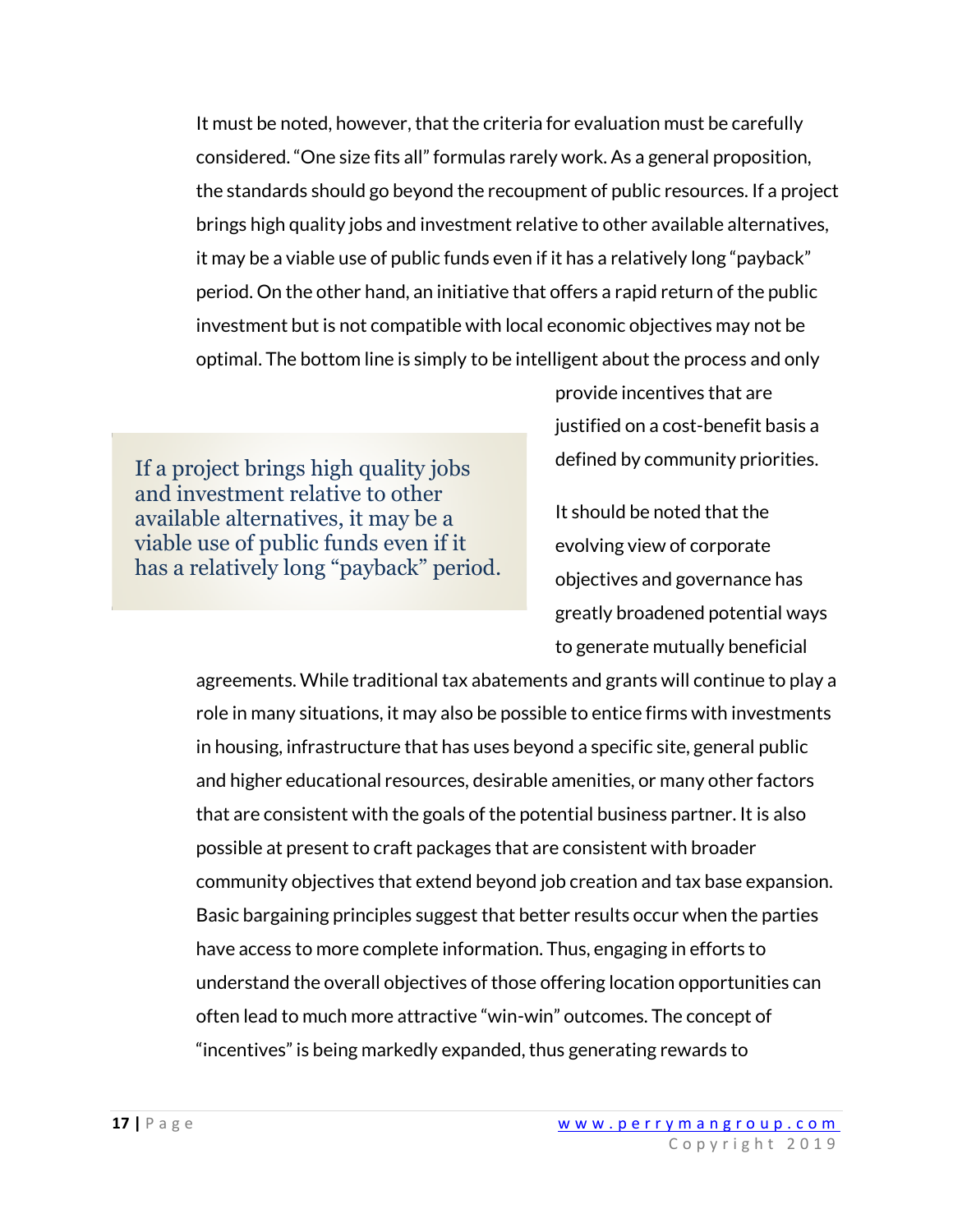It must be noted, however, that the criteria for evaluation must be carefully considered. "One size fits all" formulas rarely work. As a general proposition, the standards should go beyond the recoupment of public resources. If a project brings high quality jobs and investment relative to other available alternatives, it may be a viable use of public funds even if it has a relatively long "payback" period. On the other hand, an initiative that offers a rapid return of the public investment but is not compatible with local economic objectives may not be optimal. The bottom line is simply to be intelligent about the process and only provide incentives that are justified on a cost-benefit basis a defined by community priorities.

> If a project brings high quality jobs and investment relative to other available alternatives, it may be a viable use of public funds even if it has a relatively long "payback" period.

It should be noted that the evolving view of corporate objectives and governance has greatly broadened potential ways to generate mutually beneficial agreements. While traditional tax abatements and grants will continue to play a role in many situations, it may also be possible to entice firms with investments in housing, infrastructure that has uses beyond a specific site, general public and higher educational resources, desirable amenities, or many other factors that are consistent with the goals of the potential business partner. It is also possible at present to craft packages that are consistent with broader community objectives that extend beyond job creation and tax base expansion. Basic bargaining principles suggest that better results occur when the parties have access to more complete information. Thus, engaging in efforts to understand the overall objectives of those offering location opportunities can often lead to much more attractive "win-win" outcomes. The concept of "incentives" is being markedly expanded, thus generating rewards to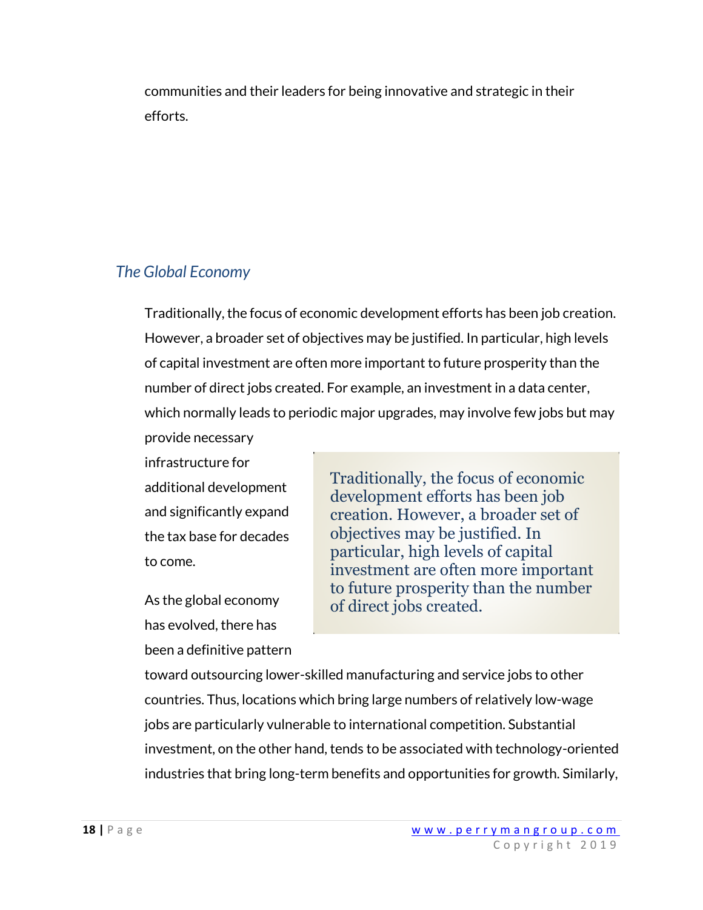communities and their leaders for being innovative and strategic in their efforts.

## *The Global Economy*

Traditionally, the focus of economic development efforts has been job creation. However, a broader set of objectives may be justified. In particular, high levels of capital investment are often more important to future prosperity than the number of direct jobs created. For example, an investment in a data center, which normally leads to periodic major upgrades, may involve few jobs but may provide necessary infrastructure for additional development and significantly expand the tax base for decades to come.

> Traditionally, the focus of economic development efforts has been job creation. However, a broader set of objectives may be justified. In particular, high levels of capital investment are often more important to future prosperity than the number of direct jobs created.

As the global economy has evolved, there has been a definitive pattern toward outsourcing lower-skilled manufacturing and service jobs to other countries. Thus, locations which bring large numbers of relatively low-wage jobs are particularly vulnerable to international competition. Substantial investment, on the other hand, tends to be associated with technology-oriented industries that bring long-term benefits and opportunities for growth. Similarly,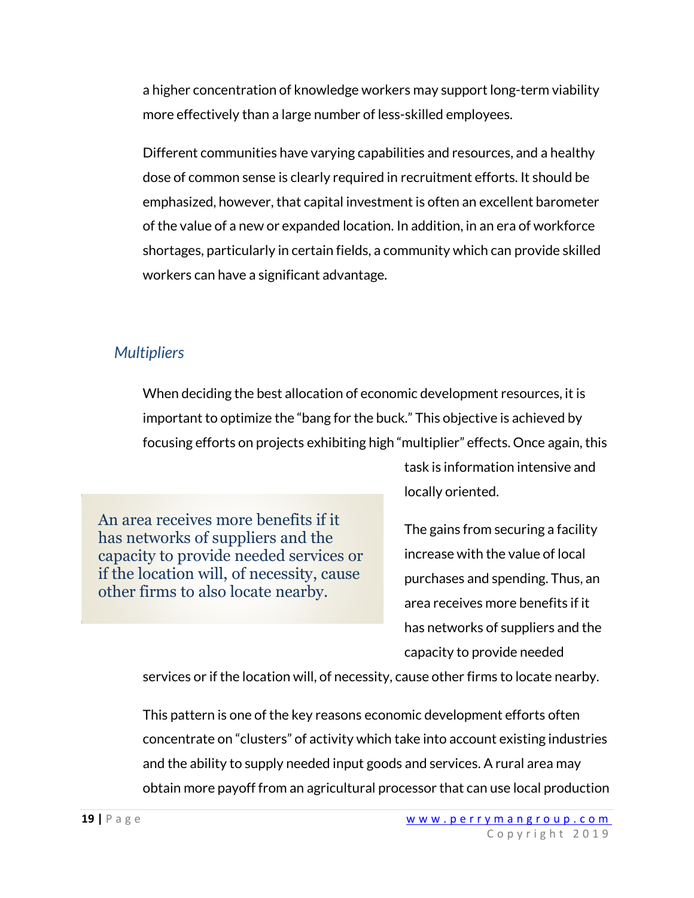a higher concentration of knowledge workers may support long-term viability more effectively than a large number of less-skilled employees.

Different communities have varying capabilities and resources, and a healthy dose of common sense is clearly required in recruitment efforts. It should be emphasized, however, that capital investment is often an excellent barometer of the value of a new or expanded location. In addition, in an era of workforce shortages, particularly in certain fields, a community which can provide skilled workers can have a significant advantage.

## *Multipliers*

When deciding the best allocation of economic development resources, it is important to optimize the "bang for the buck." This objective is achieved by focusing efforts on projects exhibiting high "multiplier" effects. Once again, this task is information intensive and locally oriented.

> An area receives more benefits if it has networks of suppliers and the capacity to provide needed services or if the location will, of necessity, cause other firms to also locate nearby.

The gains from securing a facility increase with the value of local purchases and spending. Thus, an area receives more benefits if it has networks of suppliers and the capacity to provide needed services or if the location will, of necessity, cause other firms to locate nearby.

This pattern is one of the key reasons economic development efforts often concentrate on "clusters" of activity which take into account existing industries and the ability to supply needed input goods and services. A rural area may obtain more payoff from an agricultural processor that can use local production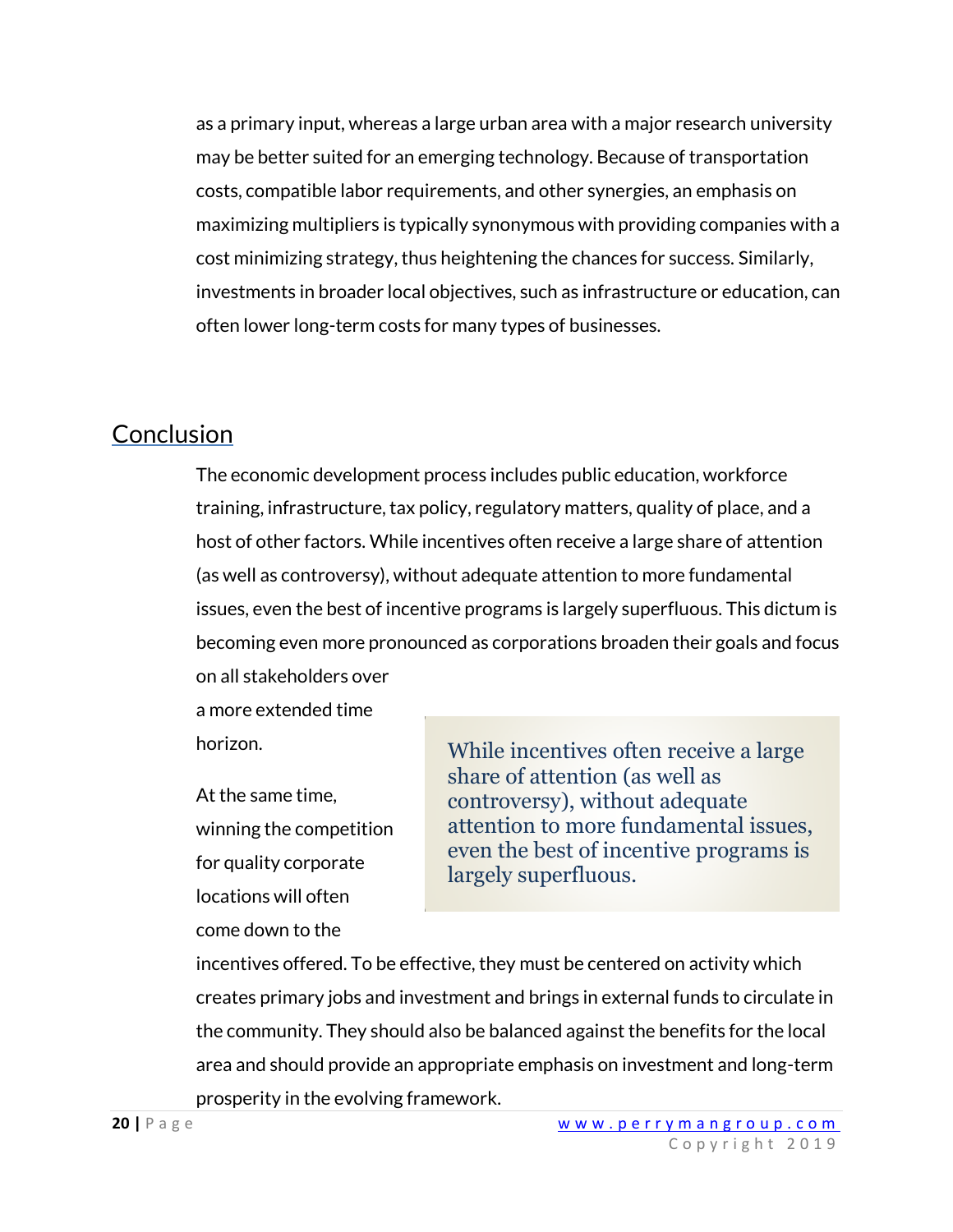as a primary input, whereas a large urban area with a major research university may be better suited for an emerging technology. Because of transportation costs, compatible labor requirements, and other synergies, an emphasis on maximizing multipliers is typically synonymous with providing companies with a cost minimizing strategy, thus heightening the chances for success. Similarly, investments in broader local objectives, such as infrastructure or education, can often lower long-term costs for many types of businesses.

## Conclusion

The economic development process includes public education, workforce training, infrastructure, tax policy, regulatory matters, quality of place, and a host of other factors. While incentives often receive a large share of attention (as well as controversy), without adequate attention to more fundamental issues, even the best of incentive programs is largely superfluous. This dictum is becoming even more pronounced as corporations broaden their goals and focus on all stakeholders over a more extended time horizon.

> While incentives often receive a large share of attention (as well as controversy), without adequate attention to more fundamental issues, even the best of incentive programs is largely superfluous.

At the same time, winning the competition for quality corporate locations will often come down to the incentives offered. To be effective, they must be centered on activity which creates primary jobs and investment and brings in external funds to circulate in the community. They should also be balanced against the benefits for the local area and should provide an appropriate emphasis on investment and long-term prosperity in the evolving framework.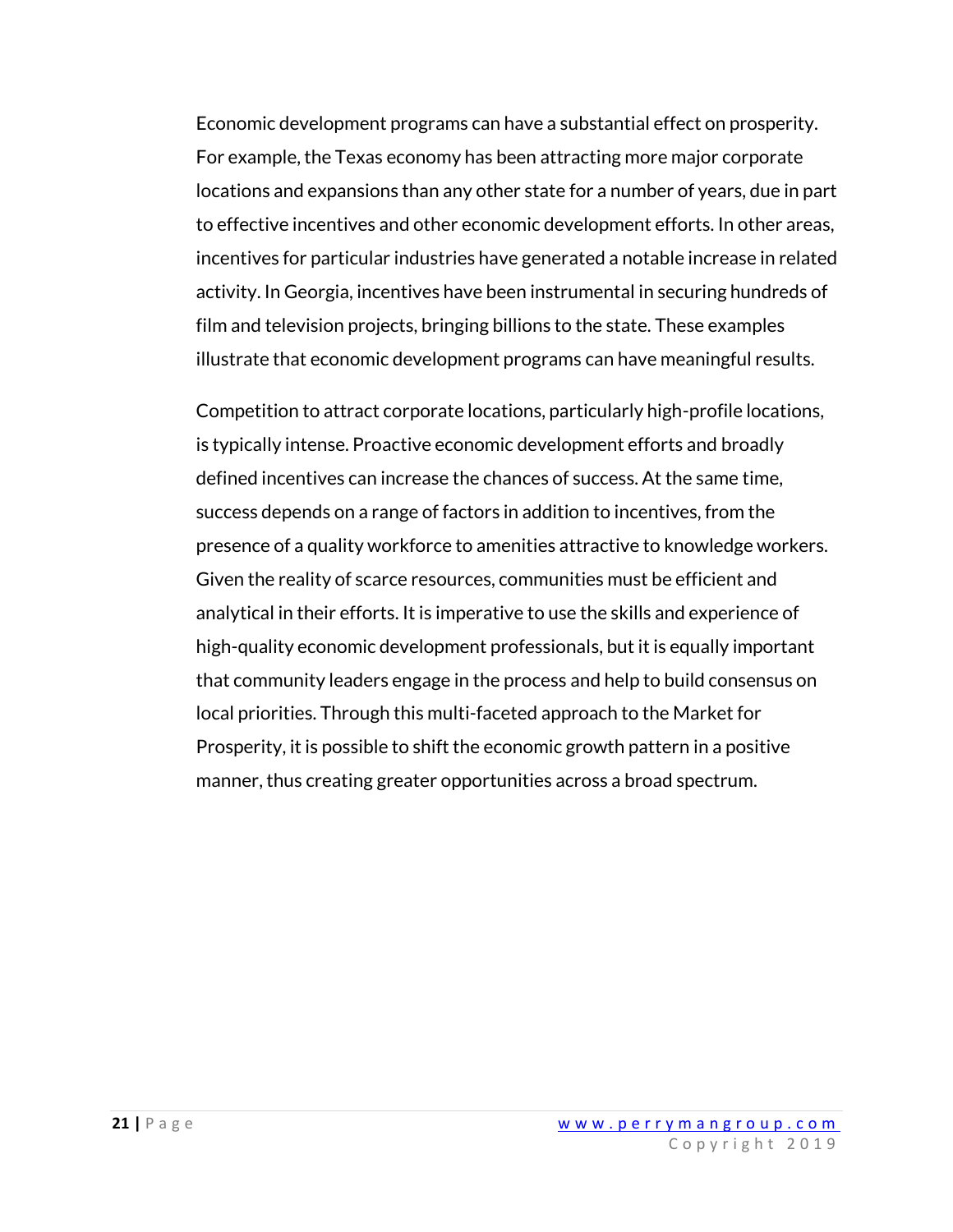Economic development programs can have a substantial effect on prosperity. For example, the Texas economy has been attracting more major corporate locations and expansions than any other state for a number of years, due in part to effective incentives and other economic development efforts. In other areas, incentives for particular industries have generated a notable increase in related activity. In Georgia, incentives have been instrumental in securing hundreds of film and television projects, bringing billions to the state. These examples illustrate that economic development programs can have meaningful results.

Competition to attract corporate locations, particularly high-profile locations, is typically intense. Proactive economic development efforts and broadly defined incentives can increase the chances of success. At the same time, success depends on a range of factors in addition to incentives, from the presence of a quality workforce to amenities attractive to knowledge workers. Given the reality of scarce resources, communities must be efficient and analytical in their efforts. It is imperative to use the skills and experience of high-quality economic development professionals, but it is equally important that community leaders engage in the process and help to build consensus on local priorities. Through this multi-faceted approach to the Market for Prosperity, it is possible to shift the economic growth pattern in a positive manner, thus creating greater opportunities across a broad spectrum.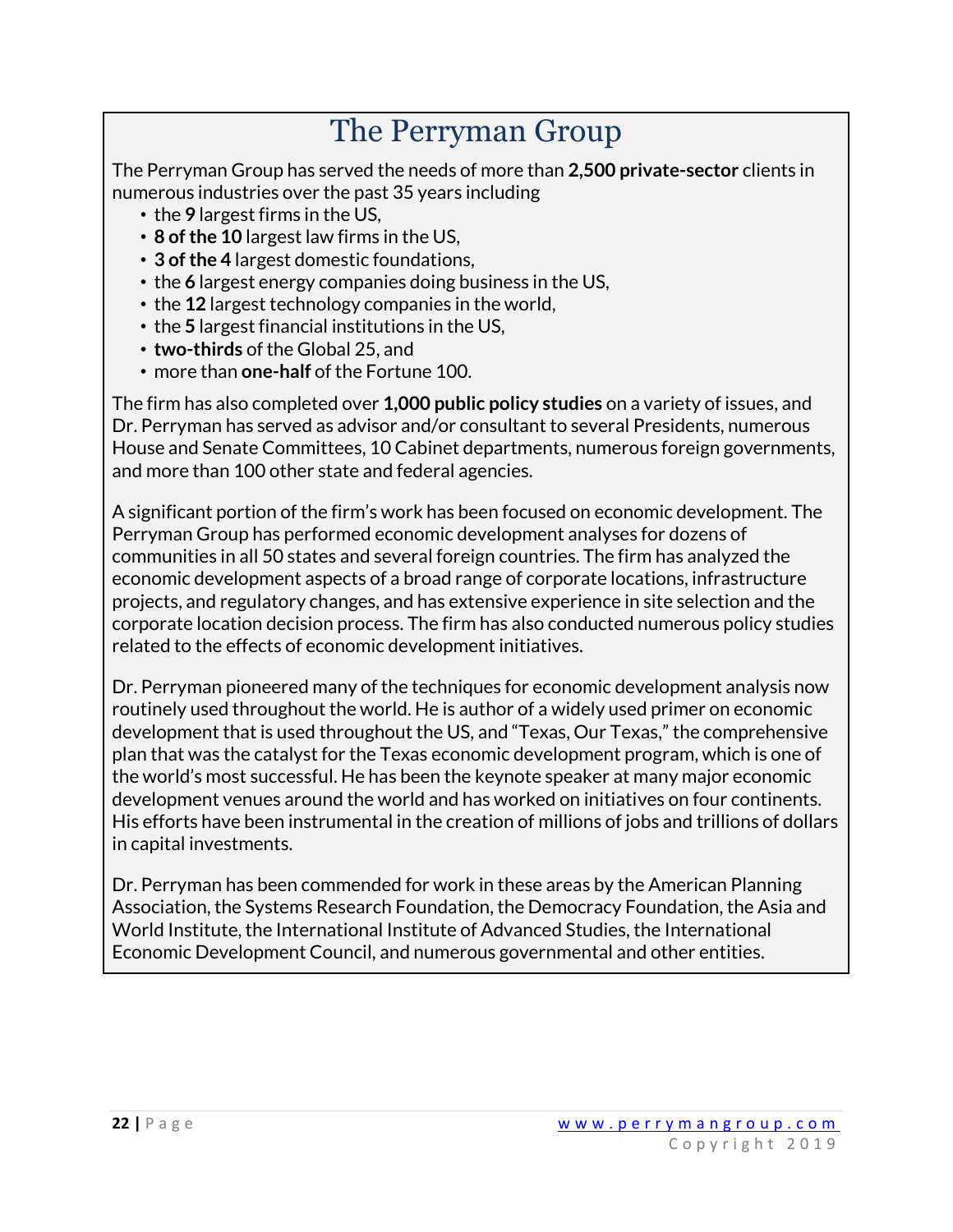# The Perryman Group

The Perryman Group has served the needs of more than **2,500 private-sector** clients in numerous industries over the past 35 years including

- the **9** largest firms in the US,
- **8 of the 10** largest law firms in the US,
- **3 of the 4** largest domestic foundations,
- the **6** largest energy companies doing business in the US,
- the **12** largest technology companies in the world,
- the **5** largest financial institutions in the US,
- **two-thirds** of the Global 25, and
- more than **one-half** of the Fortune 100.

The firm has also completed over **1,000 public policy studies** on a variety of issues, and Dr. Perryman has served as advisor and/or consultant to several Presidents, numerous House and Senate Committees, 10 Cabinet departments, numerous foreign governments, and more than 100 other state and federal agencies.

A significant portion of the firm's work has been focused on economic development. The Perryman Group has performed economic development analyses for dozens of communities in all 50 states and several foreign countries. The firm has analyzed the economic development aspects of a broad range of corporate locations, infrastructure projects, and regulatory changes, and has extensive experience in site selection and the corporate location decision process. The firm has also conducted numerous policy studies related to the effects of economic development initiatives.

Dr. Perryman pioneered many of the techniques for economic development analysis now routinely used throughout the world. He is author of a widely used primer on economic development that is used throughout the US, and "Texas, Our Texas," the comprehensive plan that was the catalyst for the Texas economic development program, which is one of the world's most successful. He has been the keynote speaker at many major economic development venues around the world and has worked on initiatives on four continents. His efforts have been instrumental in the creation of millions of jobs and trillions of dollars in capital investments.

Dr. Perryman has been commended for work in these areas by the American Planning Association, the Systems Research Foundation, the Democracy Foundation, the Asia and World Institute, the International Institute of Advanced Studies, the International Economic Development Council, and numerous governmental and other entities.